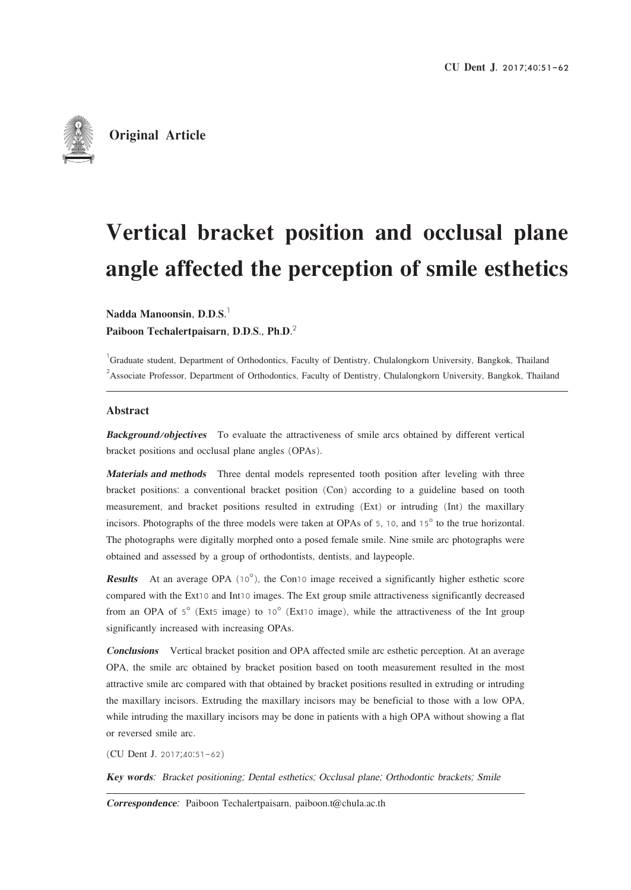Original Article

# Vertical bracket position and occlusal plane angle affected the perception of smile esthetics

**Nadda Manoonsin, D.D.S.**[1]
**Paiboon Techalertpaisarn, D.D.S., Ph.D.**[2]

[1]Graduate student, Department of Orthodontics, Faculty of Dentistry, Chulalongkorn University, Bangkok, Thailand
[2]Associate Professor, Department of Orthodontics, Faculty of Dentistry, Chulalongkorn University, Bangkok, Thailand

## Abstract

***Background/objectives*** To evaluate the attractiveness of smile arcs obtained by different vertical bracket positions and occlusal plane angles (OPAs).

***Materials and methods*** Three dental models represented tooth position after leveling with three bracket positions: a conventional bracket position (Con) according to a guideline based on tooth measurement, and bracket positions resulted in extruding (Ext) or intruding (Int) the maxillary incisors. Photographs of the three models were taken at OPAs of 5, 10, and 15° to the true horizontal. The photographs were digitally morphed onto a posed female smile. Nine smile arc photographs were obtained and assessed by a group of orthodontists, dentists, and laypeople.

***Results*** At an average OPA (10°), the Con10 image received a significantly higher esthetic score compared with the Ext10 and Int10 images. The Ext group smile attractiveness significantly decreased from an OPA of 5° (Ext5 image) to 10° (Ext10 image), while the attractiveness of the Int group significantly increased with increasing OPAs.

***Conclusions*** Vertical bracket position and OPA affected smile arc esthetic perception. At an average OPA, the smile arc obtained by bracket position based on tooth measurement resulted in the most attractive smile arc compared with that obtained by bracket positions resulted in extruding or intruding the maxillary incisors. Extruding the maxillary incisors may be beneficial to those with a low OPA, while intruding the maxillary incisors may be done in patients with a high OPA without showing a flat or reversed smile arc.

(CU Dent J. 2017;40:51-62)

***Key words***: *Bracket positioning; Dental esthetics; Occlusal plane; Orthodontic brackets; Smile*

***Correspondence***: Paiboon Techalertpaisarn, paiboon.t@chula.ac.th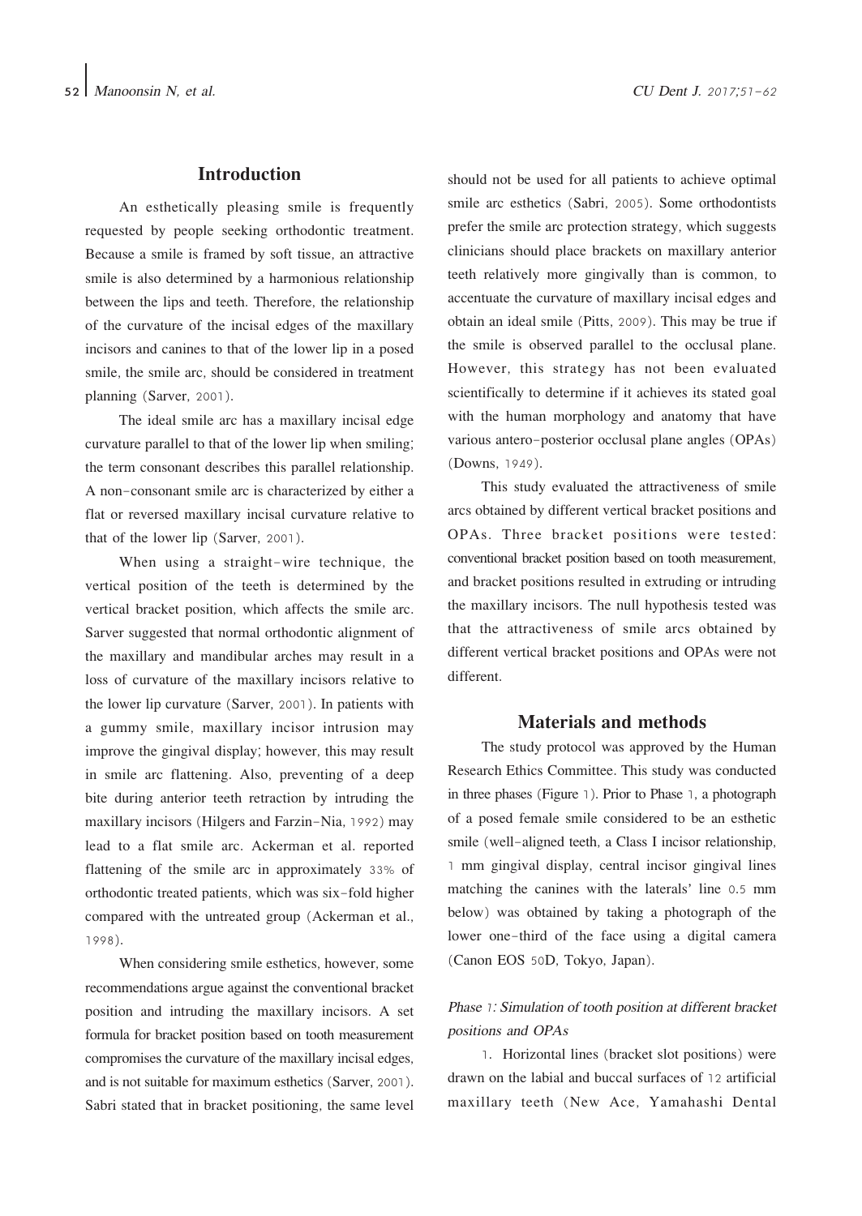## Introduction

An esthetically pleasing smile is frequently requested by people seeking orthodontic treatment. Because a smile is framed by soft tissue, an attractive smile is also determined by a harmonious relationship between the lips and teeth. Therefore, the relationship of the curvature of the incisal edges of the maxillary incisors and canines to that of the lower lip in a posed smile, the smile arc, should be considered in treatment planning (Sarver, 2001).

The ideal smile arc has a maxillary incisal edge curvature parallel to that of the lower lip when smiling; the term consonant describes this parallel relationship. A non-consonant smile arc is characterized by either a flat or reversed maxillary incisal curvature relative to that of the lower lip (Sarver, 2001).

When using a straight-wire technique, the vertical position of the teeth is determined by the vertical bracket position, which affects the smile arc. Sarver suggested that normal orthodontic alignment of the maxillary and mandibular arches may result in a loss of curvature of the maxillary incisors relative to the lower lip curvature (Sarver, 2001). In patients with a gummy smile, maxillary incisor intrusion may improve the gingival display; however, this may result in smile arc flattening. Also, preventing of a deep bite during anterior teeth retraction by intruding the maxillary incisors (Hilgers and Farzin-Nia, 1992) may lead to a flat smile arc. Ackerman et al. reported flattening of the smile arc in approximately 33% of orthodontic treated patients, which was six-fold higher compared with the untreated group (Ackerman et al., 1998).

When considering smile esthetics, however, some recommendations argue against the conventional bracket position and intruding the maxillary incisors. A set formula for bracket position based on tooth measurement compromises the curvature of the maxillary incisal edges, and is not suitable for maximum esthetics (Sarver, 2001). Sabri stated that in bracket positioning, the same level should not be used for all patients to achieve optimal smile arc esthetics (Sabri, 2005). Some orthodontists prefer the smile arc protection strategy, which suggests clinicians should place brackets on maxillary anterior teeth relatively more gingivally than is common, to accentuate the curvature of maxillary incisal edges and obtain an ideal smile (Pitts, 2009). This may be true if the smile is observed parallel to the occlusal plane. However, this strategy has not been evaluated scientifically to determine if it achieves its stated goal with the human morphology and anatomy that have various antero-posterior occlusal plane angles (OPAs) (Downs, 1949).

This study evaluated the attractiveness of smile arcs obtained by different vertical bracket positions and OPAs. Three bracket positions were tested: conventional bracket position based on tooth measurement, and bracket positions resulted in extruding or intruding the maxillary incisors. The null hypothesis tested was that the attractiveness of smile arcs obtained by different vertical bracket positions and OPAs were not different.

## Materials and methods

The study protocol was approved by the Human Research Ethics Committee. This study was conducted in three phases (Figure 1). Prior to Phase 1, a photograph of a posed female smile considered to be an esthetic smile (well-aligned teeth, a Class I incisor relationship, 1 mm gingival display, central incisor gingival lines matching the canines with the laterals' line 0.5 mm below) was obtained by taking a photograph of the lower one-third of the face using a digital camera (Canon EOS 50D, Tokyo, Japan).

### *Phase 1: Simulation of tooth position at different bracket positions and OPAs*

1. Horizontal lines (bracket slot positions) were drawn on the labial and buccal surfaces of 12 artificial maxillary teeth (New Ace, Yamahashi Dental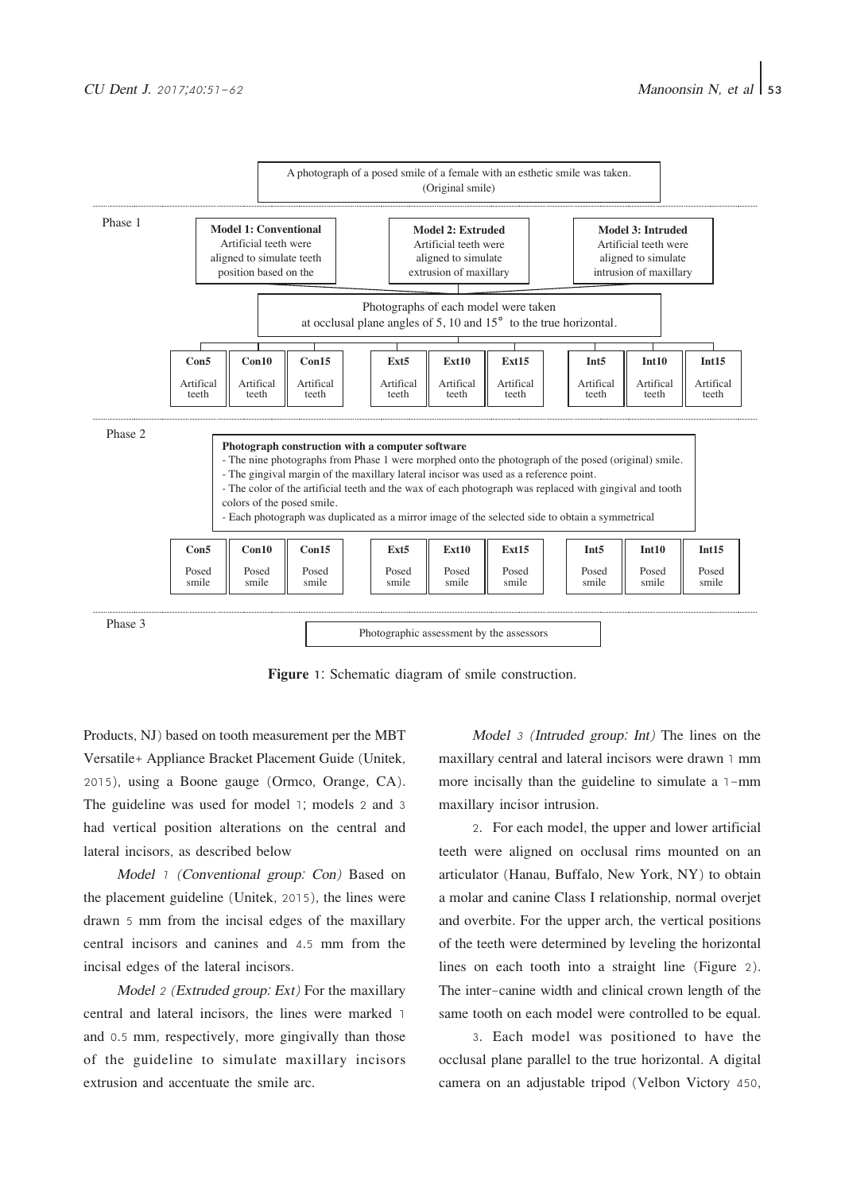A photograph of a posed smile of a female with an esthetic smile was taken. (Original smile)

Phase 1

| **Model 1: Conventional** | **Model 2: Extruded** | **Model 3: Intruded** |
| --- | --- | --- |
| Artificial teeth were aligned to simulate teeth position based on the | Artificial teeth were aligned to simulate extrusion of maxillary | Artificial teeth were aligned to simulate intrusion of maxillary |

Photographs of each model were taken at occlusal plane angles of 5, 10 and 15° to the true horizontal.

| **Con5** | **Con10** | **Con15** | **Ext5** | **Ext10** | **Ext15** | **Int5** | **Int10** | **Int15** |
| --- | --- | --- | --- | --- | --- | --- | --- | --- |
| Artifical teeth | Artifical teeth | Artifical teeth | Artifical teeth | Artifical teeth | Artifical teeth | Artifical teeth | Artifical teeth | Artifical teeth |

Phase 2

**Photograph construction with a computer software**

- The nine photographs from Phase 1 were morphed onto the photograph of the posed (original) smile.
- The gingival margin of the maxillary lateral incisor was used as a reference point.
- The color of the artificial teeth and the wax of each photograph was replaced with gingival and tooth colors of the posed smile.
- Each photograph was duplicated as a mirror image of the selected side to obtain a symmetrical

| **Con5** | **Con10** | **Con15** | **Ext5** | **Ext10** | **Ext15** | **Int5** | **Int10** | **Int15** |
| --- | --- | --- | --- | --- | --- | --- | --- | --- |
| Posed smile | Posed smile | Posed smile | Posed smile | Posed smile | Posed smile | Posed smile | Posed smile | Posed smile |

Phase 3

Photographic assessment by the assessors

**Figure 1**: Schematic diagram of smile construction.

Products, NJ) based on tooth measurement per the MBT Versatile+ Appliance Bracket Placement Guide (Unitek, 2015), using a Boone gauge (Ormco, Orange, CA). The guideline was used for model 1; models 2 and 3 had vertical position alterations on the central and lateral incisors, as described below

*Model 1 (Conventional group: Con)* Based on the placement guideline (Unitek, 2015), the lines were drawn 5 mm from the incisal edges of the maxillary central incisors and canines and 4.5 mm from the incisal edges of the lateral incisors.

*Model 2 (Extruded group: Ext)* For the maxillary central and lateral incisors, the lines were marked 1 and 0.5 mm, respectively, more gingivally than those of the guideline to simulate maxillary incisors extrusion and accentuate the smile arc.

*Model 3 (Intruded group: Int)* The lines on the maxillary central and lateral incisors were drawn 1 mm more incisally than the guideline to simulate a 1-mm maxillary incisor intrusion.

2. For each model, the upper and lower artificial teeth were aligned on occlusal rims mounted on an articulator (Hanau, Buffalo, New York, NY) to obtain a molar and canine Class I relationship, normal overjet and overbite. For the upper arch, the vertical positions of the teeth were determined by leveling the horizontal lines on each tooth into a straight line (Figure 2). The inter-canine width and clinical crown length of the same tooth on each model were controlled to be equal.

3. Each model was positioned to have the occlusal plane parallel to the true horizontal. A digital camera on an adjustable tripod (Velbon Victory 450,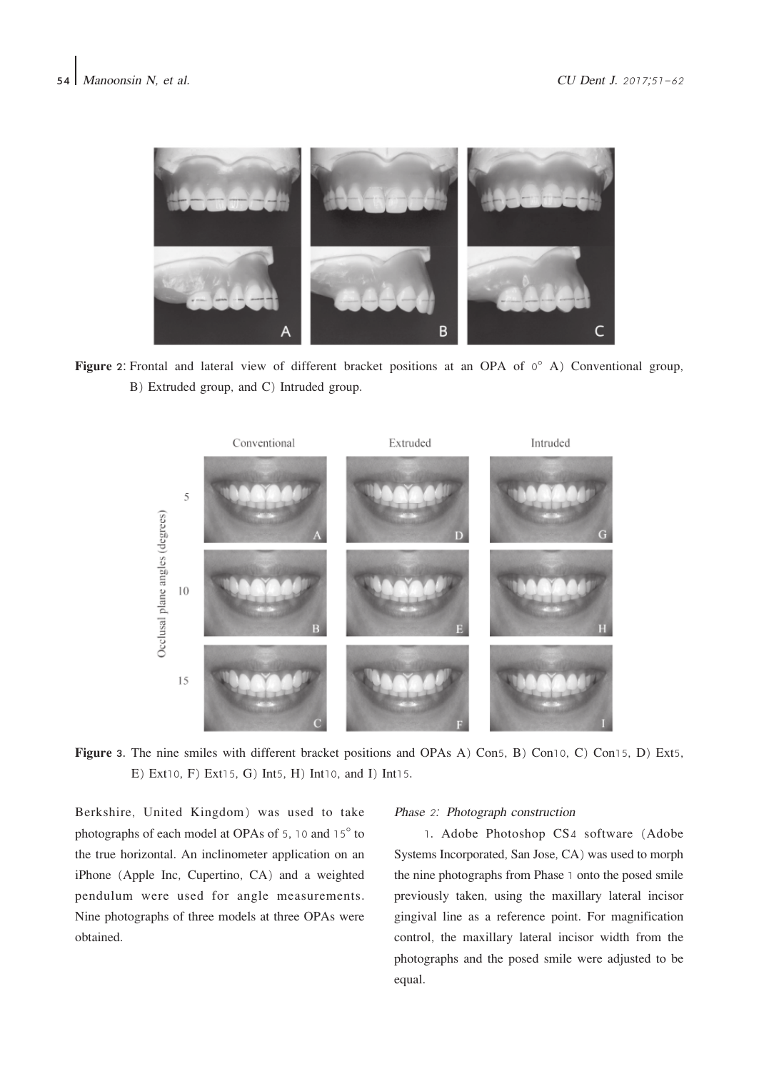**Figure 2**: Frontal and lateral view of different bracket positions at an OPA of 0° A) Conventional group, B) Extruded group, and C) Intruded group.

**Figure 3**. The nine smiles with different bracket positions and OPAs A) Con5, B) Con10, C) Con15, D) Ext5, E) Ext10, F) Ext15, G) Int5, H) Int10, and I) Int15.

Berkshire, United Kingdom) was used to take photographs of each model at OPAs of 5, 10 and 15° to the true horizontal. An inclinometer application on an iPhone (Apple Inc, Cupertino, CA) and a weighted pendulum were used for angle measurements. Nine photographs of three models at three OPAs were obtained.

*Phase 2: Photograph construction*

1. Adobe Photoshop CS4 software (Adobe Systems Incorporated, San Jose, CA) was used to morph the nine photographs from Phase 1 onto the posed smile previously taken, using the maxillary lateral incisor gingival line as a reference point. For magnification control, the maxillary lateral incisor width from the photographs and the posed smile were adjusted to be equal.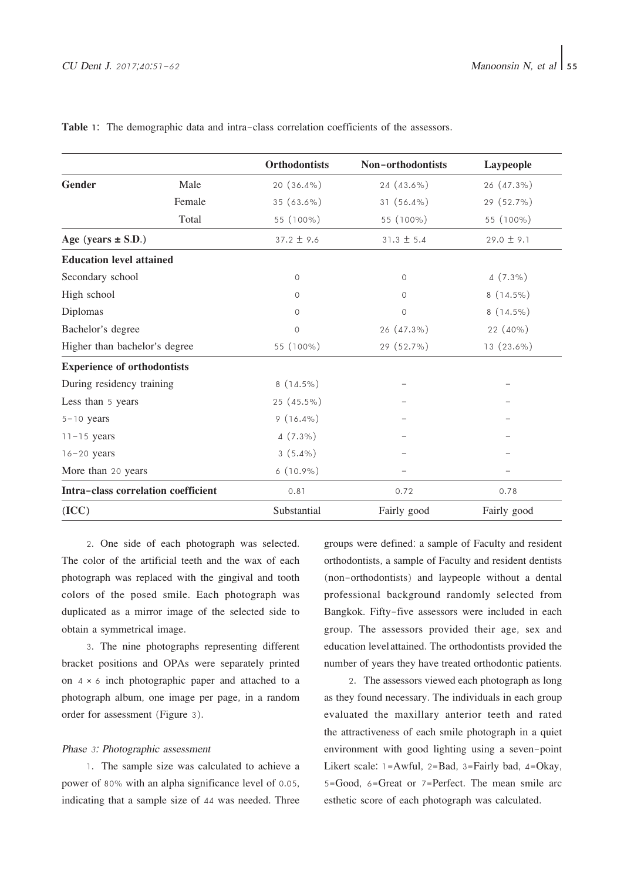**Table 1**: The demographic data and intra-class correlation coefficients of the assessors.

| | | Orthodontists | Non-orthodontists | Laypeople |
|---|---|---|---|---|
| **Gender** | Male | 20 (36.4%) | 24 (43.6%) | 26 (47.3%) |
| | Female | 35 (63.6%) | 31 (56.4%) | 29 (52.7%) |
| | Total | 55 (100%) | 55 (100%) | 55 (100%) |
| **Age (years ± S.D.)** | | 37.2 ± 9.6 | 31.3 ± 5.4 | 29.0 ± 9.1 |
| **Education level attained** | | | | |
| Secondary school | | 0 | 0 | 4 (7.3%) |
| High school | | 0 | 0 | 8 (14.5%) |
| Diplomas | | 0 | 0 | 8 (14.5%) |
| Bachelor's degree | | 0 | 26 (47.3%) | 22 (40%) |
| Higher than bachelor's degree | | 55 (100%) | 29 (52.7%) | 13 (23.6%) |
| **Experience of orthodontists** | | | | |
| During residency training | | 8 (14.5%) | - | - |
| Less than 5 years | | 25 (45.5%) | - | - |
| 5-10 years | | 9 (16.4%) | - | - |
| 11-15 years | | 4 (7.3%) | - | - |
| 16-20 years | | 3 (5.4%) | - | - |
| More than 20 years | | 6 (10.9%) | - | - |
| **Intra-class correlation coefficient** | | 0.81 | 0.72 | 0.78 |
| **(ICC)** | | Substantial | Fairly good | Fairly good |

2. One side of each photograph was selected. The color of the artificial teeth and the wax of each photograph was replaced with the gingival and tooth colors of the posed smile. Each photograph was duplicated as a mirror image of the selected side to obtain a symmetrical image.

3. The nine photographs representing different bracket positions and OPAs were separately printed on 4 × 6 inch photographic paper and attached to a photograph album, one image per page, in a random order for assessment (Figure 3).

#### *Phase 3: Photographic assessment*

1. The sample size was calculated to achieve a power of 80% with an alpha significance level of 0.05, indicating that a sample size of 44 was needed. Three groups were defined: a sample of Faculty and resident orthodontists, a sample of Faculty and resident dentists (non-orthodontists) and laypeople without a dental professional background randomly selected from Bangkok. Fifty-five assessors were included in each group. The assessors provided their age, sex and education level attained. The orthodontists provided the number of years they have treated orthodontic patients.

2. The assessors viewed each photograph as long as they found necessary. The individuals in each group evaluated the maxillary anterior teeth and rated the attractiveness of each smile photograph in a quiet environment with good lighting using a seven-point Likert scale: 1=Awful, 2=Bad, 3=Fairly bad, 4=Okay, 5=Good, 6=Great or 7=Perfect. The mean smile arc esthetic score of each photograph was calculated.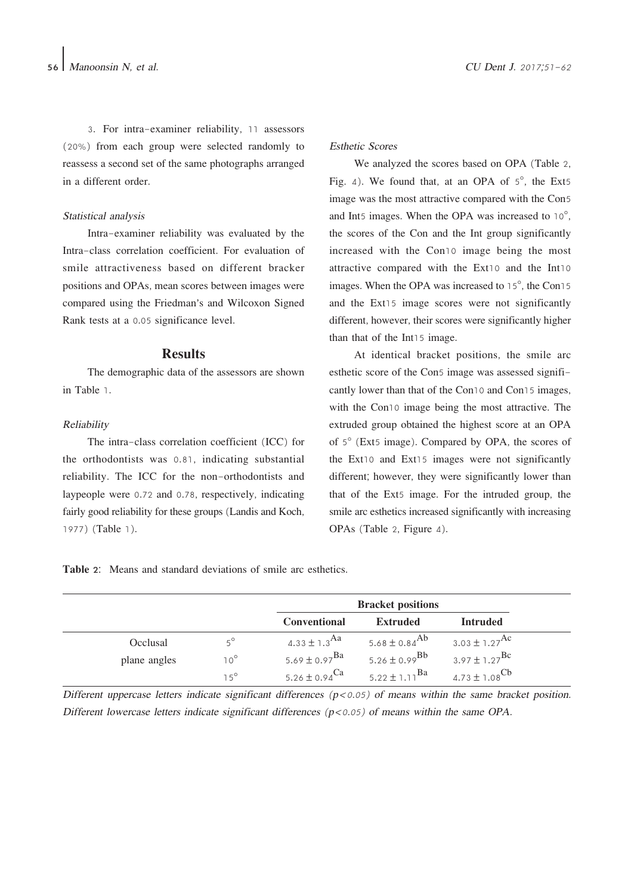3. For intra-examiner reliability, 11 assessors (20%) from each group were selected randomly to reassess a second set of the same photographs arranged in a different order.

*Statistical analysis*

Intra-examiner reliability was evaluated by the Intra-class correlation coefficient. For evaluation of smile attractiveness based on different bracker positions and OPAs, mean scores between images were compared using the Friedman's and Wilcoxon Signed Rank tests at a 0.05 significance level.

## Results

The demographic data of the assessors are shown in Table 1.

*Reliability*

The intra-class correlation coefficient (ICC) for the orthodontists was 0.81, indicating substantial reliability. The ICC for the non-orthodontists and laypeople were 0.72 and 0.78, respectively, indicating fairly good reliability for these groups (Landis and Koch, 1977) (Table 1).

*Esthetic Scores*

We analyzed the scores based on OPA (Table 2, Fig. 4). We found that, at an OPA of 5°, the Ext5 image was the most attractive compared with the Con5 and Int5 images. When the OPA was increased to 10°, the scores of the Con and the Int group significantly increased with the Con10 image being the most attractive compared with the Ext10 and the Int10 images. When the OPA was increased to 15°, the Con15 and the Ext15 image scores were not significantly different, however, their scores were significantly higher than that of the Int15 image.

At identical bracket positions, the smile arc esthetic score of the Con5 image was assessed significantly lower than that of the Con10 and Con15 images, with the Con10 image being the most attractive. The extruded group obtained the highest score at an OPA of 5° (Ext5 image). Compared by OPA, the scores of the Ext10 and Ext15 images were not significantly different; however, they were significantly lower than that of the Ext5 image. For the intruded group, the smile arc esthetics increased significantly with increasing OPAs (Table 2, Figure 4).

**Table 2**: Means and standard deviations of smile arc esthetics.

| | | Bracket positions | | |
|---|---|---|---|---|
| | | **Conventional** | **Extruded** | **Intruded** |
| Occlusal plane angles | 5° | $4.33 \pm 1.3^{Aa}$ | $5.68 \pm 0.84^{Ab}$ | $3.03 \pm 1.27^{Ac}$ |
| | 10° | $5.69 \pm 0.97^{Ba}$ | $5.26 \pm 0.99^{Bb}$ | $3.97 \pm 1.27^{Bc}$ |
| | 15° | $5.26 \pm 0.94^{Ca}$ | $5.22 \pm 1.11^{Ba}$ | $4.73 \pm 1.08^{Cb}$ |

*Different uppercase letters indicate significant differences ($p<0.05$) of means within the same bracket position. Different lowercase letters indicate significant differences ($p<0.05$) of means within the same OPA.*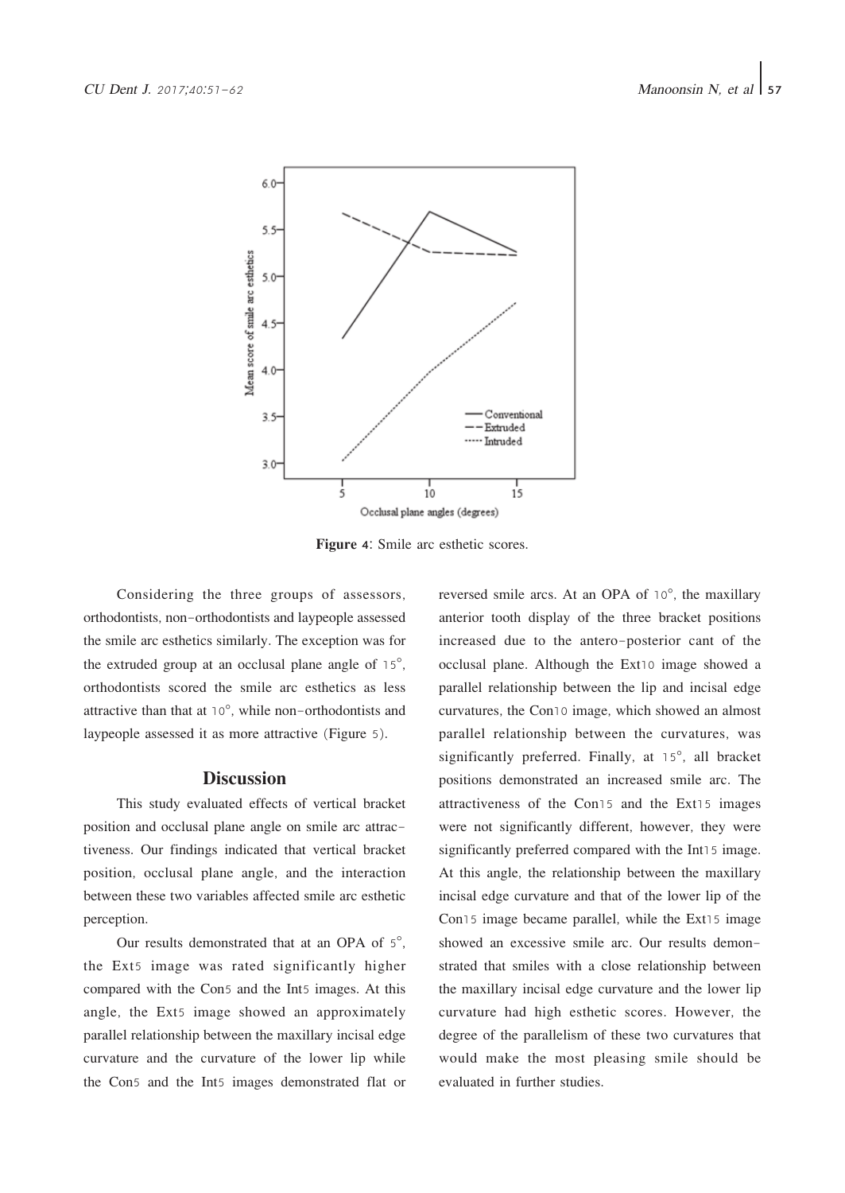Figure 4: Smile arc esthetic scores.

Considering the three groups of assessors, orthodontists, non-orthodontists and laypeople assessed the smile arc esthetics similarly. The exception was for the extruded group at an occlusal plane angle of 15°, orthodontists scored the smile arc esthetics as less attractive than that at 10°, while non-orthodontists and laypeople assessed it as more attractive (Figure 5).

## Discussion

This study evaluated effects of vertical bracket position and occlusal plane angle on smile arc attractiveness. Our findings indicated that vertical bracket position, occlusal plane angle, and the interaction between these two variables affected smile arc esthetic perception.

Our results demonstrated that at an OPA of 5°, the Ext5 image was rated significantly higher compared with the Con5 and the Int5 images. At this angle, the Ext5 image showed an approximately parallel relationship between the maxillary incisal edge curvature and the curvature of the lower lip while the Con5 and the Int5 images demonstrated flat or reversed smile arcs. At an OPA of 10°, the maxillary anterior tooth display of the three bracket positions increased due to the antero-posterior cant of the occlusal plane. Although the Ext10 image showed a parallel relationship between the lip and incisal edge curvatures, the Con10 image, which showed an almost parallel relationship between the curvatures, was significantly preferred. Finally, at 15°, all bracket positions demonstrated an increased smile arc. The attractiveness of the Con15 and the Ext15 images were not significantly different, however, they were significantly preferred compared with the Int15 image. At this angle, the relationship between the maxillary incisal edge curvature and that of the lower lip of the Con15 image became parallel, while the Ext15 image showed an excessive smile arc. Our results demonstrated that smiles with a close relationship between the maxillary incisal edge curvature and the lower lip curvature had high esthetic scores. However, the degree of the parallelism of these two curvatures that would make the most pleasing smile should be evaluated in further studies.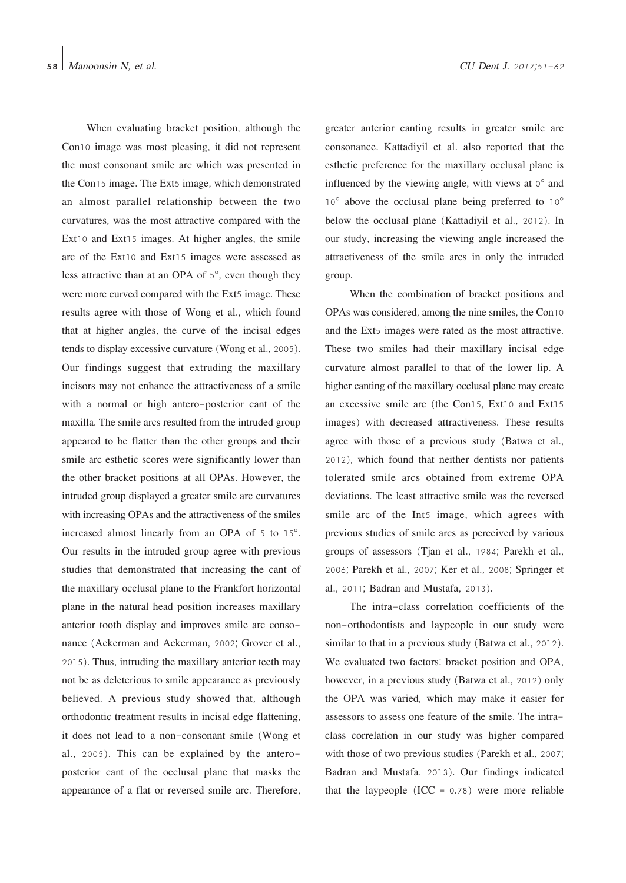When evaluating bracket position, although the Con10 image was most pleasing, it did not represent the most consonant smile arc which was presented in the Con15 image. The Ext5 image, which demonstrated an almost parallel relationship between the two curvatures, was the most attractive compared with the Ext10 and Ext15 images. At higher angles, the smile arc of the Ext10 and Ext15 images were assessed as less attractive than at an OPA of 5°, even though they were more curved compared with the Ext5 image. These results agree with those of Wong et al., which found that at higher angles, the curve of the incisal edges tends to display excessive curvature (Wong et al., 2005). Our findings suggest that extruding the maxillary incisors may not enhance the attractiveness of a smile with a normal or high antero-posterior cant of the maxilla. The smile arcs resulted from the intruded group appeared to be flatter than the other groups and their smile arc esthetic scores were significantly lower than the other bracket positions at all OPAs. However, the intruded group displayed a greater smile arc curvatures with increasing OPAs and the attractiveness of the smiles increased almost linearly from an OPA of 5 to 15°. Our results in the intruded group agree with previous studies that demonstrated that increasing the cant of the maxillary occlusal plane to the Frankfort horizontal plane in the natural head position increases maxillary anterior tooth display and improves smile arc consonance (Ackerman and Ackerman, 2002; Grover et al., 2015). Thus, intruding the maxillary anterior teeth may not be as deleterious to smile appearance as previously believed. A previous study showed that, although orthodontic treatment results in incisal edge flattening, it does not lead to a non-consonant smile (Wong et al., 2005). This can be explained by the antero-posterior cant of the occlusal plane that masks the appearance of a flat or reversed smile arc. Therefore, greater anterior canting results in greater smile arc consonance. Kattadiyil et al. also reported that the esthetic preference for the maxillary occlusal plane is influenced by the viewing angle, with views at 0° and 10° above the occlusal plane being preferred to 10° below the occlusal plane (Kattadiyil et al., 2012). In our study, increasing the viewing angle increased the attractiveness of the smile arcs in only the intruded group.

When the combination of bracket positions and OPAs was considered, among the nine smiles, the Con10 and the Ext5 images were rated as the most attractive. These two smiles had their maxillary incisal edge curvature almost parallel to that of the lower lip. A higher canting of the maxillary occlusal plane may create an excessive smile arc (the Con15, Ext10 and Ext15 images) with decreased attractiveness. These results agree with those of a previous study (Batwa et al., 2012), which found that neither dentists nor patients tolerated smile arcs obtained from extreme OPA deviations. The least attractive smile was the reversed smile arc of the Int5 image, which agrees with previous studies of smile arcs as perceived by various groups of assessors (Tjan et al., 1984; Parekh et al., 2006; Parekh et al., 2007; Ker et al., 2008; Springer et al., 2011; Badran and Mustafa, 2013).

The intra-class correlation coefficients of the non-orthodontists and laypeople in our study were similar to that in a previous study (Batwa et al., 2012). We evaluated two factors: bracket position and OPA, however, in a previous study (Batwa et al., 2012) only the OPA was varied, which may make it easier for assessors to assess one feature of the smile. The intra-class correlation in our study was higher compared with those of two previous studies (Parekh et al., 2007; Badran and Mustafa, 2013). Our findings indicated that the laypeople (ICC = 0.78) were more reliable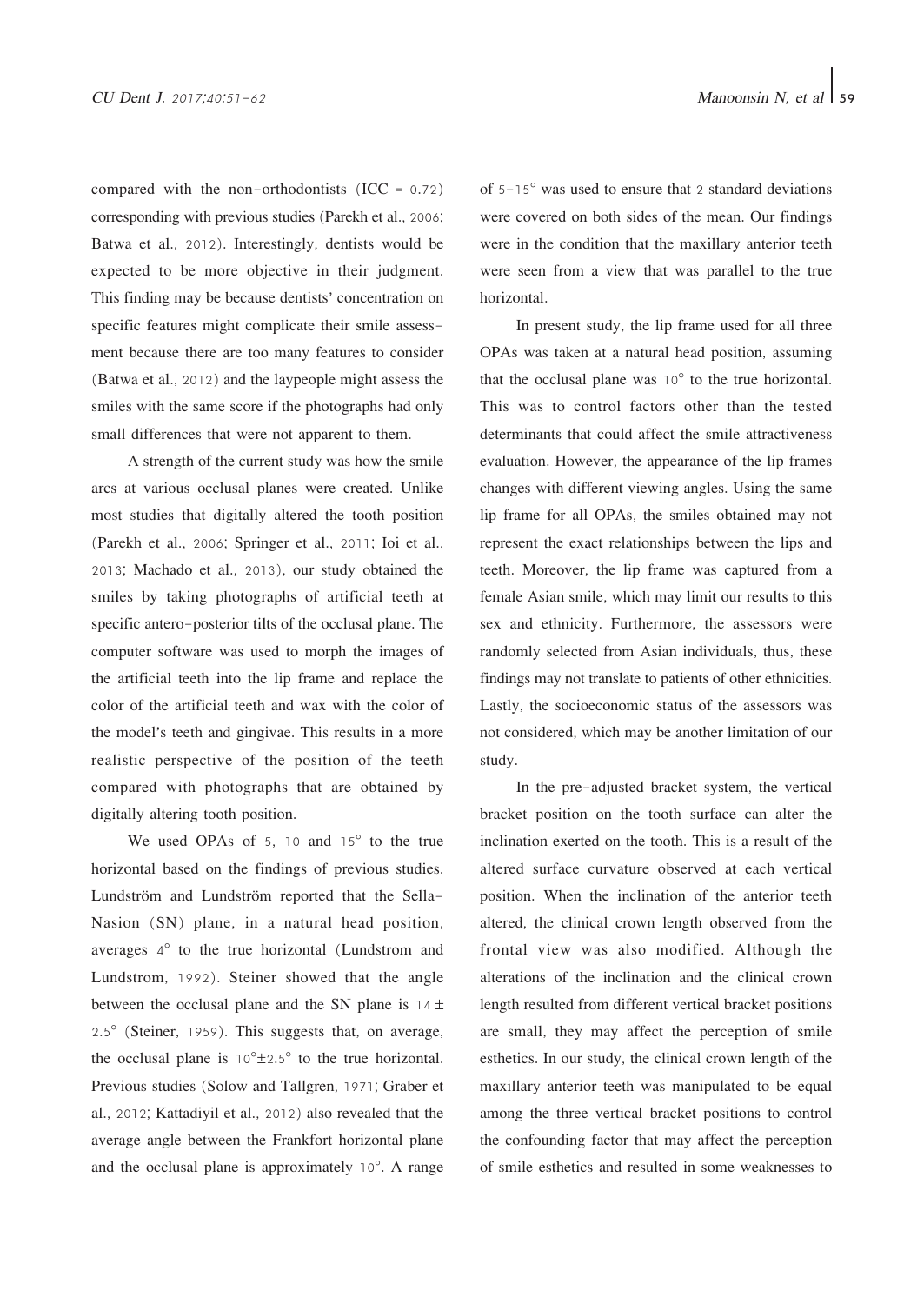compared with the non-orthodontists (ICC = 0.72) corresponding with previous studies (Parekh et al., 2006; Batwa et al., 2012). Interestingly, dentists would be expected to be more objective in their judgment. This finding may be because dentists' concentration on specific features might complicate their smile assessment because there are too many features to consider (Batwa et al., 2012) and the laypeople might assess the smiles with the same score if the photographs had only small differences that were not apparent to them.

A strength of the current study was how the smile arcs at various occlusal planes were created. Unlike most studies that digitally altered the tooth position (Parekh et al., 2006; Springer et al., 2011; Ioi et al., 2013; Machado et al., 2013), our study obtained the smiles by taking photographs of artificial teeth at specific antero-posterior tilts of the occlusal plane. The computer software was used to morph the images of the artificial teeth into the lip frame and replace the color of the artificial teeth and wax with the color of the model's teeth and gingivae. This results in a more realistic perspective of the position of the teeth compared with photographs that are obtained by digitally altering tooth position.

We used OPAs of 5, 10 and 15° to the true horizontal based on the findings of previous studies. Lundström and Lundström reported that the Sella-Nasion (SN) plane, in a natural head position, averages 4° to the true horizontal (Lundstrom and Lundstrom, 1992). Steiner showed that the angle between the occlusal plane and the SN plane is $14 \pm 2.5°$ (Steiner, 1959). This suggests that, on average, the occlusal plane is $10° \pm 2.5°$ to the true horizontal. Previous studies (Solow and Tallgren, 1971; Graber et al., 2012; Kattadiyil et al., 2012) also revealed that the average angle between the Frankfort horizontal plane and the occlusal plane is approximately 10°. A range of 5-15° was used to ensure that 2 standard deviations were covered on both sides of the mean. Our findings were in the condition that the maxillary anterior teeth were seen from a view that was parallel to the true horizontal.

In present study, the lip frame used for all three OPAs was taken at a natural head position, assuming that the occlusal plane was 10° to the true horizontal. This was to control factors other than the tested determinants that could affect the smile attractiveness evaluation. However, the appearance of the lip frames changes with different viewing angles. Using the same lip frame for all OPAs, the smiles obtained may not represent the exact relationships between the lips and teeth. Moreover, the lip frame was captured from a female Asian smile, which may limit our results to this sex and ethnicity. Furthermore, the assessors were randomly selected from Asian individuals, thus, these findings may not translate to patients of other ethnicities. Lastly, the socioeconomic status of the assessors was not considered, which may be another limitation of our study.

In the pre-adjusted bracket system, the vertical bracket position on the tooth surface can alter the inclination exerted on the tooth. This is a result of the altered surface curvature observed at each vertical position. When the inclination of the anterior teeth altered, the clinical crown length observed from the frontal view was also modified. Although the alterations of the inclination and the clinical crown length resulted from different vertical bracket positions are small, they may affect the perception of smile esthetics. In our study, the clinical crown length of the maxillary anterior teeth was manipulated to be equal among the three vertical bracket positions to control the confounding factor that may affect the perception of smile esthetics and resulted in some weaknesses to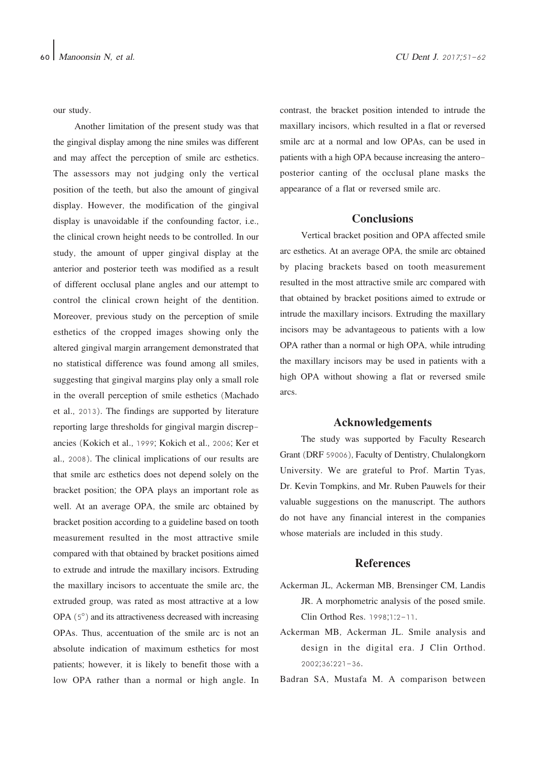our study.

Another limitation of the present study was that the gingival display among the nine smiles was different and may affect the perception of smile arc esthetics. The assessors may not judging only the vertical position of the teeth, but also the amount of gingival display. However, the modification of the gingival display is unavoidable if the confounding factor, i.e., the clinical crown height needs to be controlled. In our study, the amount of upper gingival display at the anterior and posterior teeth was modified as a result of different occlusal plane angles and our attempt to control the clinical crown height of the dentition. Moreover, previous study on the perception of smile esthetics of the cropped images showing only the altered gingival margin arrangement demonstrated that no statistical difference was found among all smiles, suggesting that gingival margins play only a small role in the overall perception of smile esthetics (Machado et al., 2013). The findings are supported by literature reporting large thresholds for gingival margin discrepancies (Kokich et al., 1999; Kokich et al., 2006; Ker et al., 2008). The clinical implications of our results are that smile arc esthetics does not depend solely on the bracket position; the OPA plays an important role as well. At an average OPA, the smile arc obtained by bracket position according to a guideline based on tooth measurement resulted in the most attractive smile compared with that obtained by bracket positions aimed to extrude and intrude the maxillary incisors. Extruding the maxillary incisors to accentuate the smile arc, the extruded group, was rated as most attractive at a low OPA (5°) and its attractiveness decreased with increasing OPAs. Thus, accentuation of the smile arc is not an absolute indication of maximum esthetics for most patients; however, it is likely to benefit those with a low OPA rather than a normal or high angle. In contrast, the bracket position intended to intrude the maxillary incisors, which resulted in a flat or reversed smile arc at a normal and low OPAs, can be used in patients with a high OPA because increasing the antero-posterior canting of the occlusal plane masks the appearance of a flat or reversed smile arc.

## Conclusions

Vertical bracket position and OPA affected smile arc esthetics. At an average OPA, the smile arc obtained by placing brackets based on tooth measurement resulted in the most attractive smile arc compared with that obtained by bracket positions aimed to extrude or intrude the maxillary incisors. Extruding the maxillary incisors may be advantageous to patients with a low OPA rather than a normal or high OPA, while intruding the maxillary incisors may be used in patients with a high OPA without showing a flat or reversed smile arcs.

## Acknowledgements

The study was supported by Faculty Research Grant (DRF 59006), Faculty of Dentistry, Chulalongkorn University. We are grateful to Prof. Martin Tyas, Dr. Kevin Tompkins, and Mr. Ruben Pauwels for their valuable suggestions on the manuscript. The authors do not have any financial interest in the companies whose materials are included in this study.

## References

Ackerman JL, Ackerman MB, Brensinger CM, Landis JR. A morphometric analysis of the posed smile. Clin Orthod Res. 1998;1:2-11.

Ackerman MB, Ackerman JL. Smile analysis and design in the digital era. J Clin Orthod. 2002;36:221-36.

Badran SA, Mustafa M. A comparison between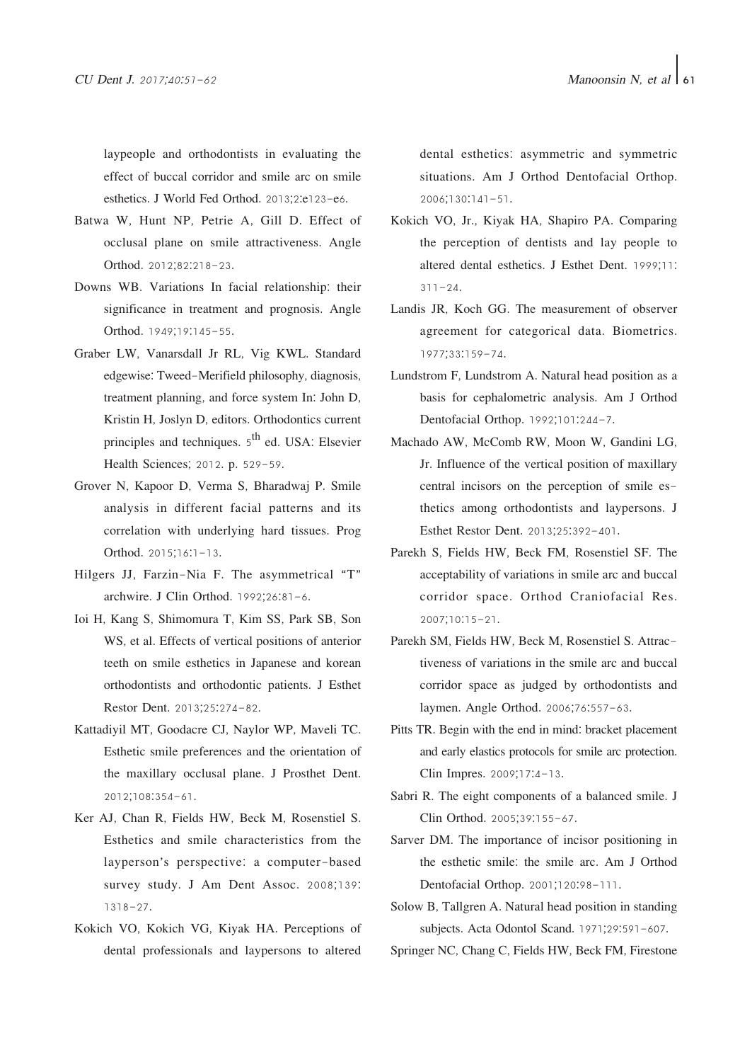laypeople and orthodontists in evaluating the effect of buccal corridor and smile arc on smile esthetics. J World Fed Orthod. 2013;2:e123-e6.

Batwa W, Hunt NP, Petrie A, Gill D. Effect of occlusal plane on smile attractiveness. Angle Orthod. 2012;82:218-23.

Downs WB. Variations In facial relationship: their significance in treatment and prognosis. Angle Orthod. 1949;19:145-55.

Graber LW, Vanarsdall Jr RL, Vig KWL. Standard edgewise: Tweed-Merifield philosophy, diagnosis, treatment planning, and force system In: John D, Kristin H, Joslyn D, editors. Orthodontics current principles and techniques. 5th ed. USA: Elsevier Health Sciences; 2012. p. 529-59.

Grover N, Kapoor D, Verma S, Bharadwaj P. Smile analysis in different facial patterns and its correlation with underlying hard tissues. Prog Orthod. 2015;16:1-13.

Hilgers JJ, Farzin-Nia F. The asymmetrical "T" archwire. J Clin Orthod. 1992;26:81-6.

Ioi H, Kang S, Shimomura T, Kim SS, Park SB, Son WS, et al. Effects of vertical positions of anterior teeth on smile esthetics in Japanese and korean orthodontists and orthodontic patients. J Esthet Restor Dent. 2013;25:274-82.

Kattadiyil MT, Goodacre CJ, Naylor WP, Maveli TC. Esthetic smile preferences and the orientation of the maxillary occlusal plane. J Prosthet Dent. 2012;108:354-61.

Ker AJ, Chan R, Fields HW, Beck M, Rosenstiel S. Esthetics and smile characteristics from the layperson's perspective: a computer-based survey study. J Am Dent Assoc. 2008;139:1318-27.

Kokich VO, Kokich VG, Kiyak HA. Perceptions of dental professionals and laypersons to altered dental esthetics: asymmetric and symmetric situations. Am J Orthod Dentofacial Orthop. 2006;130:141-51.

Kokich VO, Jr., Kiyak HA, Shapiro PA. Comparing the perception of dentists and lay people to altered dental esthetics. J Esthet Dent. 1999;11:311-24.

Landis JR, Koch GG. The measurement of observer agreement for categorical data. Biometrics. 1977;33:159-74.

Lundstrom F, Lundstrom A. Natural head position as a basis for cephalometric analysis. Am J Orthod Dentofacial Orthop. 1992;101:244-7.

Machado AW, McComb RW, Moon W, Gandini LG, Jr. Influence of the vertical position of maxillary central incisors on the perception of smile esthetics among orthodontists and laypersons. J Esthet Restor Dent. 2013;25:392-401.

Parekh S, Fields HW, Beck FM, Rosenstiel SF. The acceptability of variations in smile arc and buccal corridor space. Orthod Craniofacial Res. 2007;10:15-21.

Parekh SM, Fields HW, Beck M, Rosenstiel S. Attractiveness of variations in the smile arc and buccal corridor space as judged by orthodontists and laymen. Angle Orthod. 2006;76:557-63.

Pitts TR. Begin with the end in mind: bracket placement and early elastics protocols for smile arc protection. Clin Impres. 2009;17:4-13.

Sabri R. The eight components of a balanced smile. J Clin Orthod. 2005;39:155-67.

Sarver DM. The importance of incisor positioning in the esthetic smile: the smile arc. Am J Orthod Dentofacial Orthop. 2001;120:98-111.

Solow B, Tallgren A. Natural head position in standing subjects. Acta Odontol Scand. 1971;29:591-607.

Springer NC, Chang C, Fields HW, Beck FM, Firestone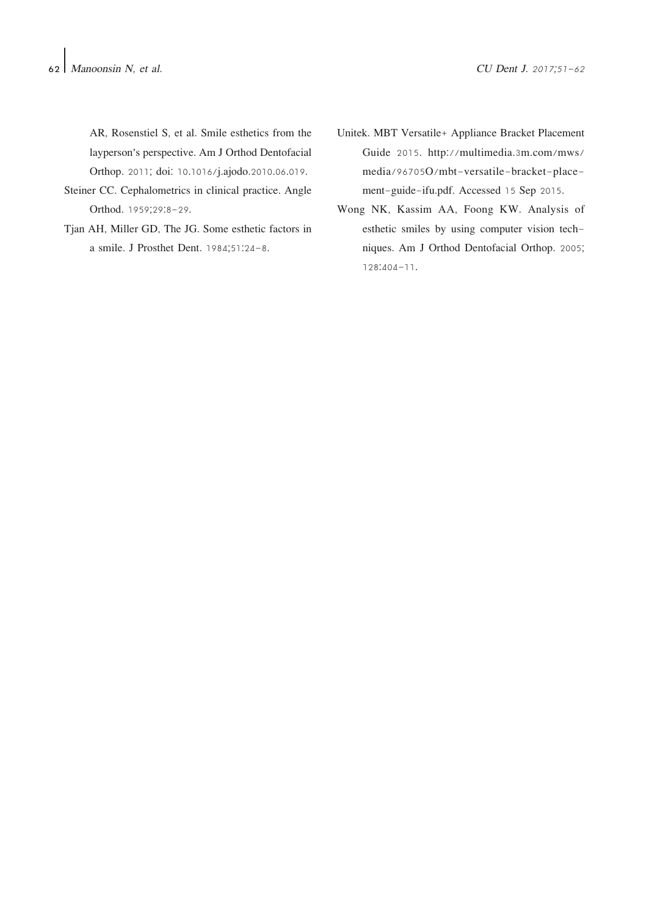AR, Rosenstiel S, et al. Smile esthetics from the layperson's perspective. Am J Orthod Dentofacial Orthop. 2011; doi: 10.1016/j.ajodo.2010.06.019.

Steiner CC. Cephalometrics in clinical practice. Angle Orthod. 1959;29:8-29.

Tjan AH, Miller GD, The JG. Some esthetic factors in a smile. J Prosthet Dent. 1984;51:24-8.

Unitek. MBT Versatile+ Appliance Bracket Placement Guide 2015. http://multimedia.3m.com/mws/media/96705O/mbt-versatile-bracket-placement-guide-ifu.pdf. Accessed 15 Sep 2015.

Wong NK, Kassim AA, Foong KW. Analysis of esthetic smiles by using computer vision techniques. Am J Orthod Dentofacial Orthop. 2005; 128:404-11.